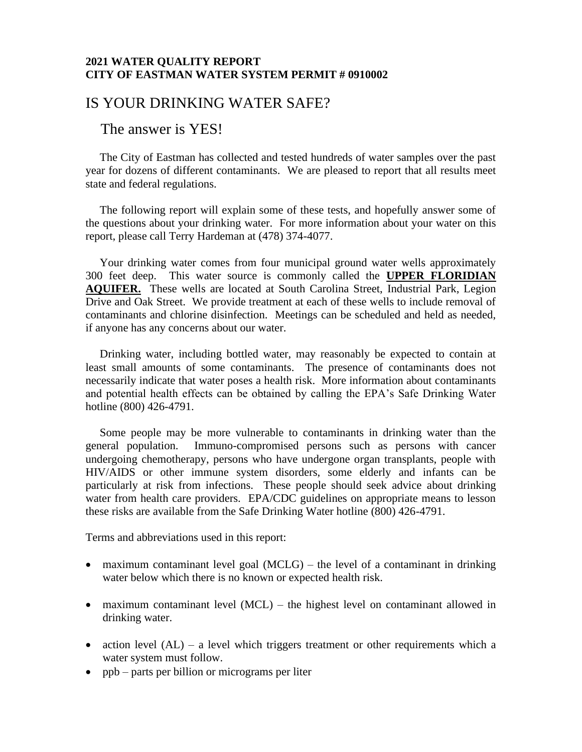**2021 WATER QUALITY REPORT**
**CITY OF EASTMAN WATER SYSTEM PERMIT # 0910002**

# IS YOUR DRINKING WATER SAFE?

## The answer is YES!

The City of Eastman has collected and tested hundreds of water samples over the past year for dozens of different contaminants. We are pleased to report that all results meet state and federal regulations.

The following report will explain some of these tests, and hopefully answer some of the questions about your drinking water. For more information about your water on this report, please call Terry Hardeman at (478) 374-4077.

Your drinking water comes from four municipal ground water wells approximately 300 feet deep. This water source is commonly called the **UPPER FLORIDIAN AQUIFER.** These wells are located at South Carolina Street, Industrial Park, Legion Drive and Oak Street. We provide treatment at each of these wells to include removal of contaminants and chlorine disinfection. Meetings can be scheduled and held as needed, if anyone has any concerns about our water.

Drinking water, including bottled water, may reasonably be expected to contain at least small amounts of some contaminants. The presence of contaminants does not necessarily indicate that water poses a health risk. More information about contaminants and potential health effects can be obtained by calling the EPA's Safe Drinking Water hotline (800) 426-4791.

Some people may be more vulnerable to contaminants in drinking water than the general population. Immuno-compromised persons such as persons with cancer undergoing chemotherapy, persons who have undergone organ transplants, people with HIV/AIDS or other immune system disorders, some elderly and infants can be particularly at risk from infections. These people should seek advice about drinking water from health care providers. EPA/CDC guidelines on appropriate means to lesson these risks are available from the Safe Drinking Water hotline (800) 426-4791.

Terms and abbreviations used in this report:

- maximum contaminant level goal (MCLG) – the level of a contaminant in drinking water below which there is no known or expected health risk.
- maximum contaminant level (MCL) – the highest level on contaminant allowed in drinking water.
- action level (AL) – a level which triggers treatment or other requirements which a water system must follow.
- ppb – parts per billion or micrograms per liter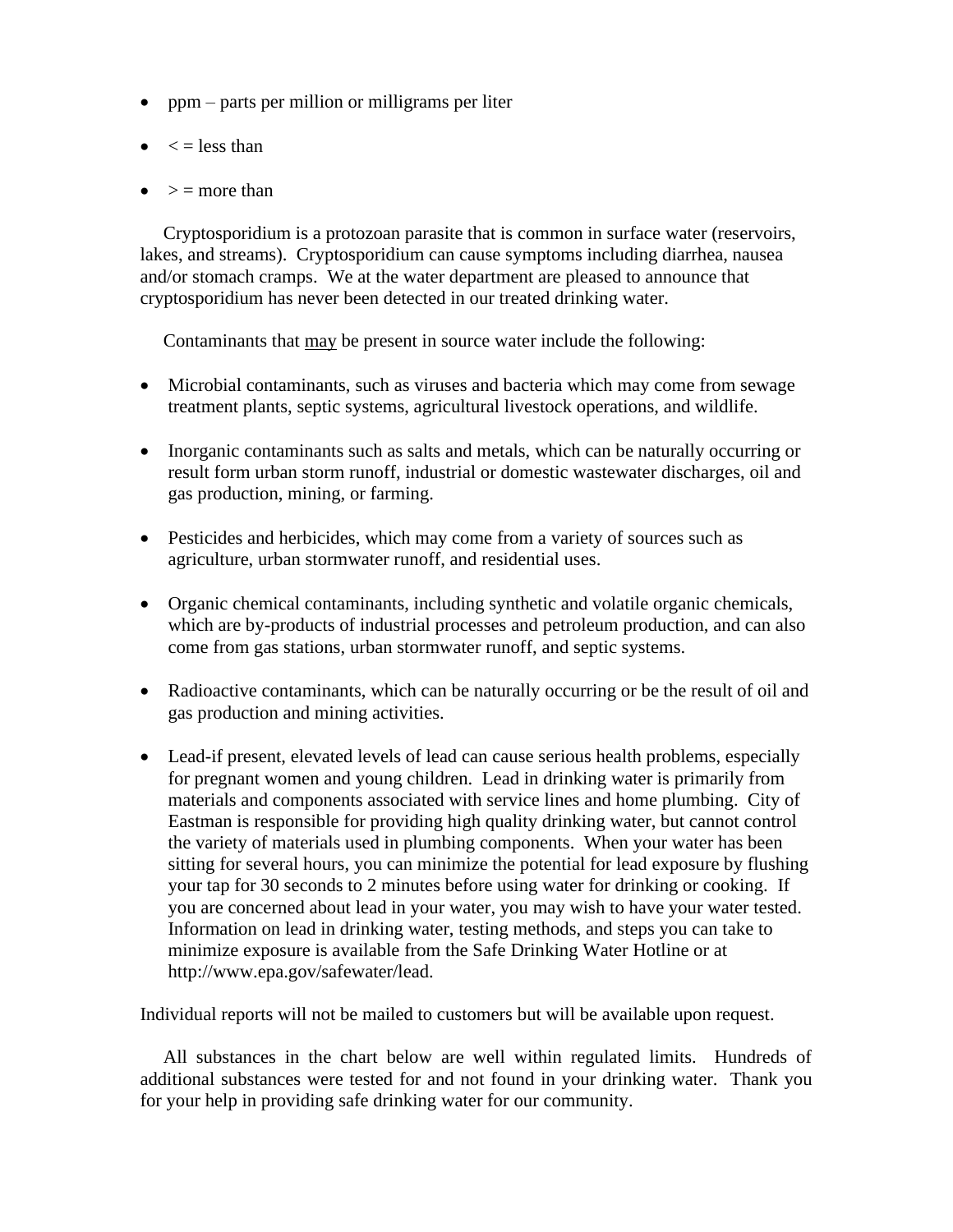- ppm – parts per million or milligrams per liter
- < = less than
- > = more than

Cryptosporidium is a protozoan parasite that is common in surface water (reservoirs, lakes, and streams). Cryptosporidium can cause symptoms including diarrhea, nausea and/or stomach cramps. We at the water department are pleased to announce that cryptosporidium has never been detected in our treated drinking water.

Contaminants that <u>may</u> be present in source water include the following:

- Microbial contaminants, such as viruses and bacteria which may come from sewage treatment plants, septic systems, agricultural livestock operations, and wildlife.
- Inorganic contaminants such as salts and metals, which can be naturally occurring or result form urban storm runoff, industrial or domestic wastewater discharges, oil and gas production, mining, or farming.
- Pesticides and herbicides, which may come from a variety of sources such as agriculture, urban stormwater runoff, and residential uses.
- Organic chemical contaminants, including synthetic and volatile organic chemicals, which are by-products of industrial processes and petroleum production, and can also come from gas stations, urban stormwater runoff, and septic systems.
- Radioactive contaminants, which can be naturally occurring or be the result of oil and gas production and mining activities.
- Lead-if present, elevated levels of lead can cause serious health problems, especially for pregnant women and young children. Lead in drinking water is primarily from materials and components associated with service lines and home plumbing. City of Eastman is responsible for providing high quality drinking water, but cannot control the variety of materials used in plumbing components. When your water has been sitting for several hours, you can minimize the potential for lead exposure by flushing your tap for 30 seconds to 2 minutes before using water for drinking or cooking. If you are concerned about lead in your water, you may wish to have your water tested. Information on lead in drinking water, testing methods, and steps you can take to minimize exposure is available from the Safe Drinking Water Hotline or at http://www.epa.gov/safewater/lead.

Individual reports will not be mailed to customers but will be available upon request.

All substances in the chart below are well within regulated limits. Hundreds of additional substances were tested for and not found in your drinking water. Thank you for your help in providing safe drinking water for our community.